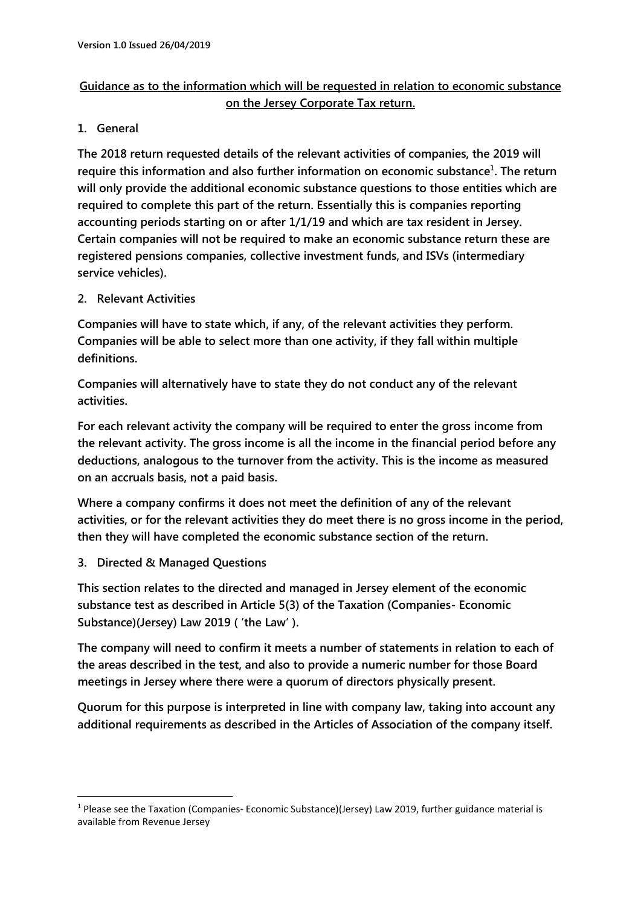Version 1.0 Issued 26/04/2019

# Guidance as to the information which will be requested in relation to economic substance on the Jersey Corporate Tax return.

## 1. General

**The 2018 return requested details of the relevant activities of companies, the 2019 will require this information and also further information on economic substance[1]. The return will only provide the additional economic substance questions to those entities which are required to complete this part of the return. Essentially this is companies reporting accounting periods starting on or after 1/1/19 and which are tax resident in Jersey. Certain companies will not be required to make an economic substance return these are registered pensions companies, collective investment funds, and ISVs (intermediary service vehicles).**

## 2. Relevant Activities

**Companies will have to state which, if any, of the relevant activities they perform. Companies will be able to select more than one activity, if they fall within multiple definitions.**

**Companies will alternatively have to state they do not conduct any of the relevant activities.**

**For each relevant activity the company will be required to enter the gross income from the relevant activity. The gross income is all the income in the financial period before any deductions, analogous to the turnover from the activity. This is the income as measured on an accruals basis, not a paid basis.**

**Where a company confirms it does not meet the definition of any of the relevant activities, or for the relevant activities they do meet there is no gross income in the period, then they will have completed the economic substance section of the return.**

## 3. Directed & Managed Questions

**This section relates to the directed and managed in Jersey element of the economic substance test as described in Article 5(3) of the Taxation (Companies- Economic Substance)(Jersey) Law 2019 ( 'the Law' ).**

**The company will need to confirm it meets a number of statements in relation to each of the areas described in the test, and also to provide a numeric number for those Board meetings in Jersey where there were a quorum of directors physically present.**

**Quorum for this purpose is interpreted in line with company law, taking into account any additional requirements as described in the Articles of Association of the company itself.**

---

[1] Please see the Taxation (Companies- Economic Substance)(Jersey) Law 2019, further guidance material is available from Revenue Jersey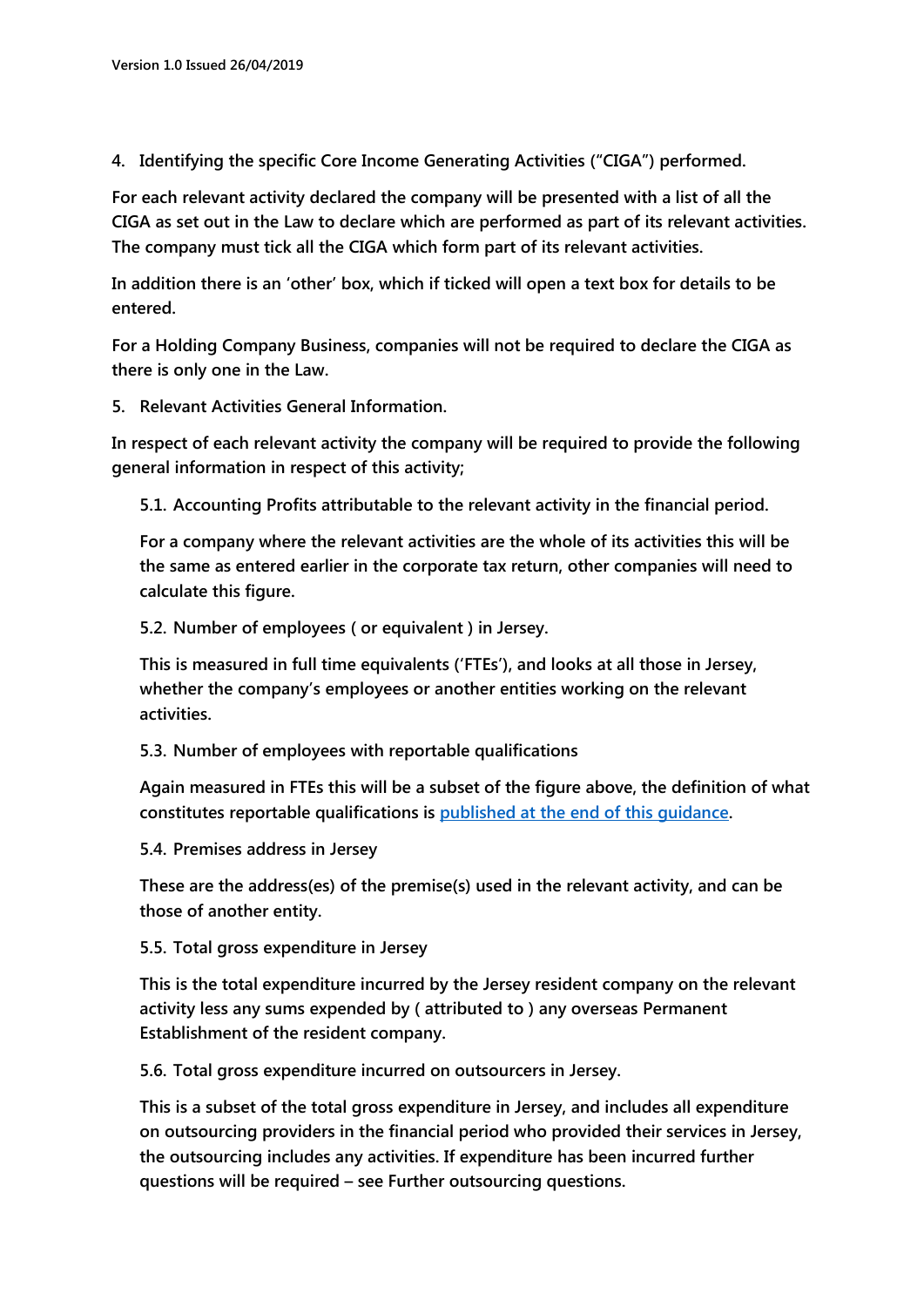4. Identifying the specific Core Income Generating Activities ("CIGA") performed.

For each relevant activity declared the company will be presented with a list of all the CIGA as set out in the Law to declare which are performed as part of its relevant activities. The company must tick all the CIGA which form part of its relevant activities.

In addition there is an 'other' box, which if ticked will open a text box for details to be entered.

For a Holding Company Business, companies will not be required to declare the CIGA as there is only one in the Law.

5. Relevant Activities General Information.

In respect of each relevant activity the company will be required to provide the following general information in respect of this activity;

5.1. Accounting Profits attributable to the relevant activity in the financial period.

For a company where the relevant activities are the whole of its activities this will be the same as entered earlier in the corporate tax return, other companies will need to calculate this figure.

5.2. Number of employees ( or equivalent ) in Jersey.

This is measured in full time equivalents ('FTEs'), and looks at all those in Jersey, whether the company's employees or another entities working on the relevant activities.

5.3. Number of employees with reportable qualifications

Again measured in FTEs this will be a subset of the figure above, the definition of what constitutes reportable qualifications is [published at the end of this guidance](#).

5.4. Premises address in Jersey

These are the address(es) of the premise(s) used in the relevant activity, and can be those of another entity.

5.5. Total gross expenditure in Jersey

This is the total expenditure incurred by the Jersey resident company on the relevant activity less any sums expended by ( attributed to ) any overseas Permanent Establishment of the resident company.

5.6. Total gross expenditure incurred on outsourcers in Jersey.

This is a subset of the total gross expenditure in Jersey, and includes all expenditure on outsourcing providers in the financial period who provided their services in Jersey, the outsourcing includes any activities. If expenditure has been incurred further questions will be required – see Further outsourcing questions.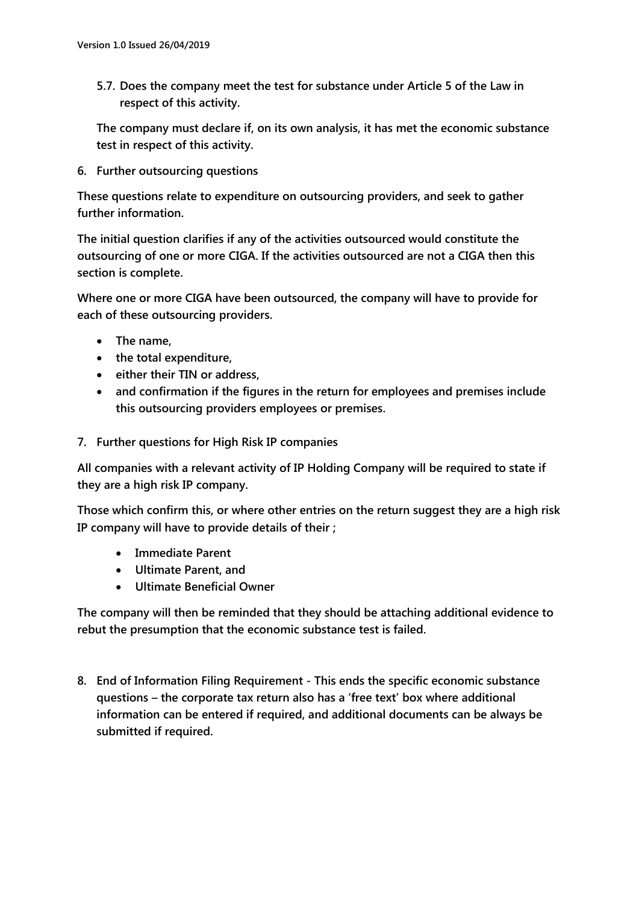**5.7. Does the company meet the test for substance under Article 5 of the Law in respect of this activity.**

**The company must declare if, on its own analysis, it has met the economic substance test in respect of this activity.**

## 6. Further outsourcing questions

**These questions relate to expenditure on outsourcing providers, and seek to gather further information.**

**The initial question clarifies if any of the activities outsourced would constitute the outsourcing of one or more CIGA. If the activities outsourced are not a CIGA then this section is complete.**

**Where one or more CIGA have been outsourced, the company will have to provide for each of these outsourcing providers.**

- **The name,**
- **the total expenditure,**
- **either their TIN or address,**
- **and confirmation if the figures in the return for employees and premises include this outsourcing providers employees or premises.**

## 7. Further questions for High Risk IP companies

**All companies with a relevant activity of IP Holding Company will be required to state if they are a high risk IP company.**

**Those which confirm this, or where other entries on the return suggest they are a high risk IP company will have to provide details of their ;**

- **Immediate Parent**
- **Ultimate Parent, and**
- **Ultimate Beneficial Owner**

**The company will then be reminded that they should be attaching additional evidence to rebut the presumption that the economic substance test is failed.**

**8. End of Information Filing Requirement - This ends the specific economic substance questions – the corporate tax return also has a 'free text' box where additional information can be entered if required, and additional documents can be always be submitted if required.**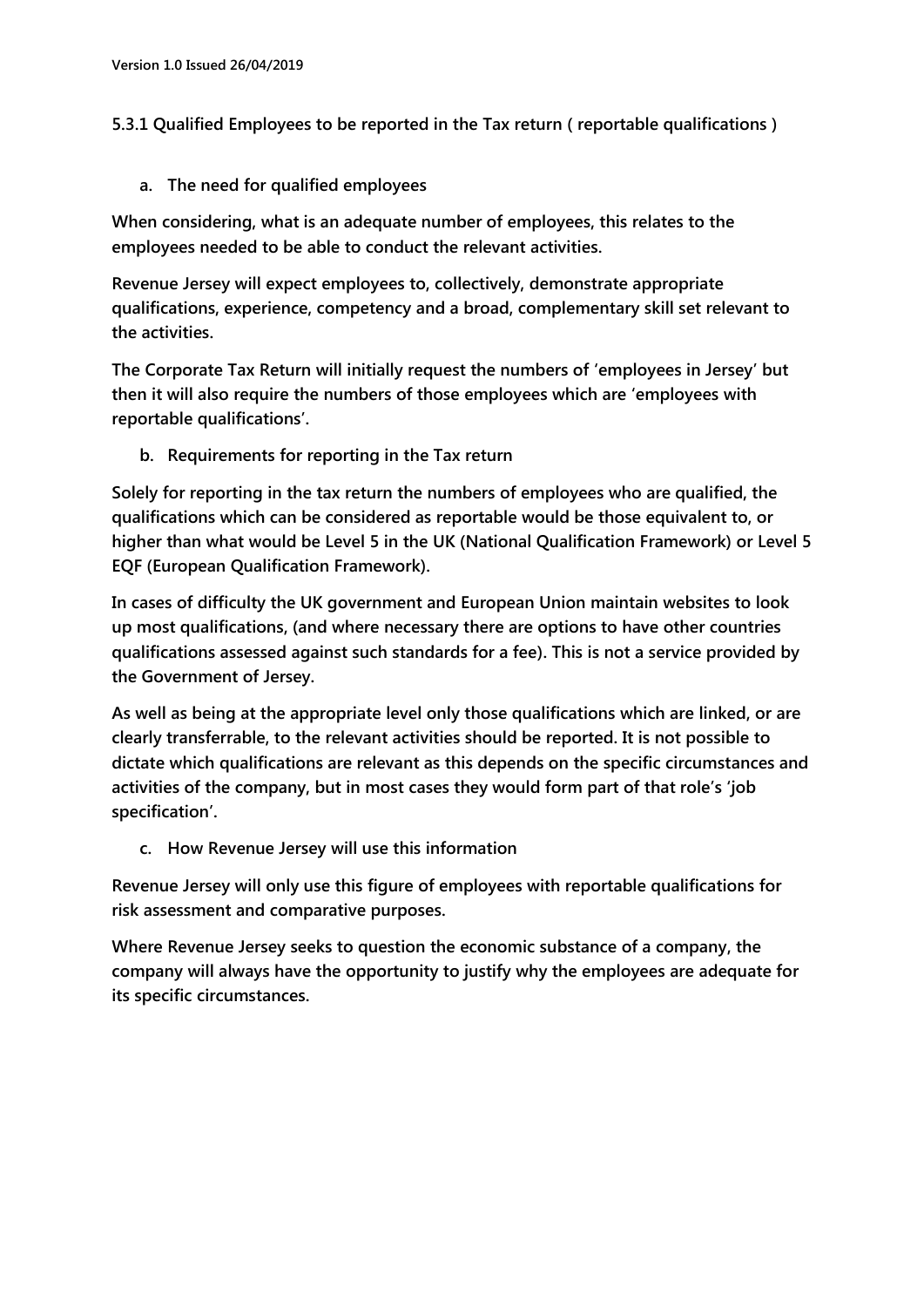### 5.3.1 Qualified Employees to be reported in the Tax return ( reportable qualifications )

a. **The need for qualified employees**

When considering, what is an adequate number of employees, this relates to the employees needed to be able to conduct the relevant activities.

Revenue Jersey will expect employees to, collectively, demonstrate appropriate qualifications, experience, competency and a broad, complementary skill set relevant to the activities.

The Corporate Tax Return will initially request the numbers of 'employees in Jersey' but then it will also require the numbers of those employees which are 'employees with reportable qualifications'.

b. **Requirements for reporting in the Tax return**

Solely for reporting in the tax return the numbers of employees who are qualified, the qualifications which can be considered as reportable would be those equivalent to, or higher than what would be Level 5 in the UK (National Qualification Framework) or Level 5 EQF (European Qualification Framework).

In cases of difficulty the UK government and European Union maintain websites to look up most qualifications, (and where necessary there are options to have other countries qualifications assessed against such standards for a fee). This is not a service provided by the Government of Jersey.

As well as being at the appropriate level only those qualifications which are linked, or are clearly transferrable, to the relevant activities should be reported. It is not possible to dictate which qualifications are relevant as this depends on the specific circumstances and activities of the company, but in most cases they would form part of that role's 'job specification'.

c. **How Revenue Jersey will use this information**

Revenue Jersey will only use this figure of employees with reportable qualifications for risk assessment and comparative purposes.

Where Revenue Jersey seeks to question the economic substance of a company, the company will always have the opportunity to justify why the employees are adequate for its specific circumstances.